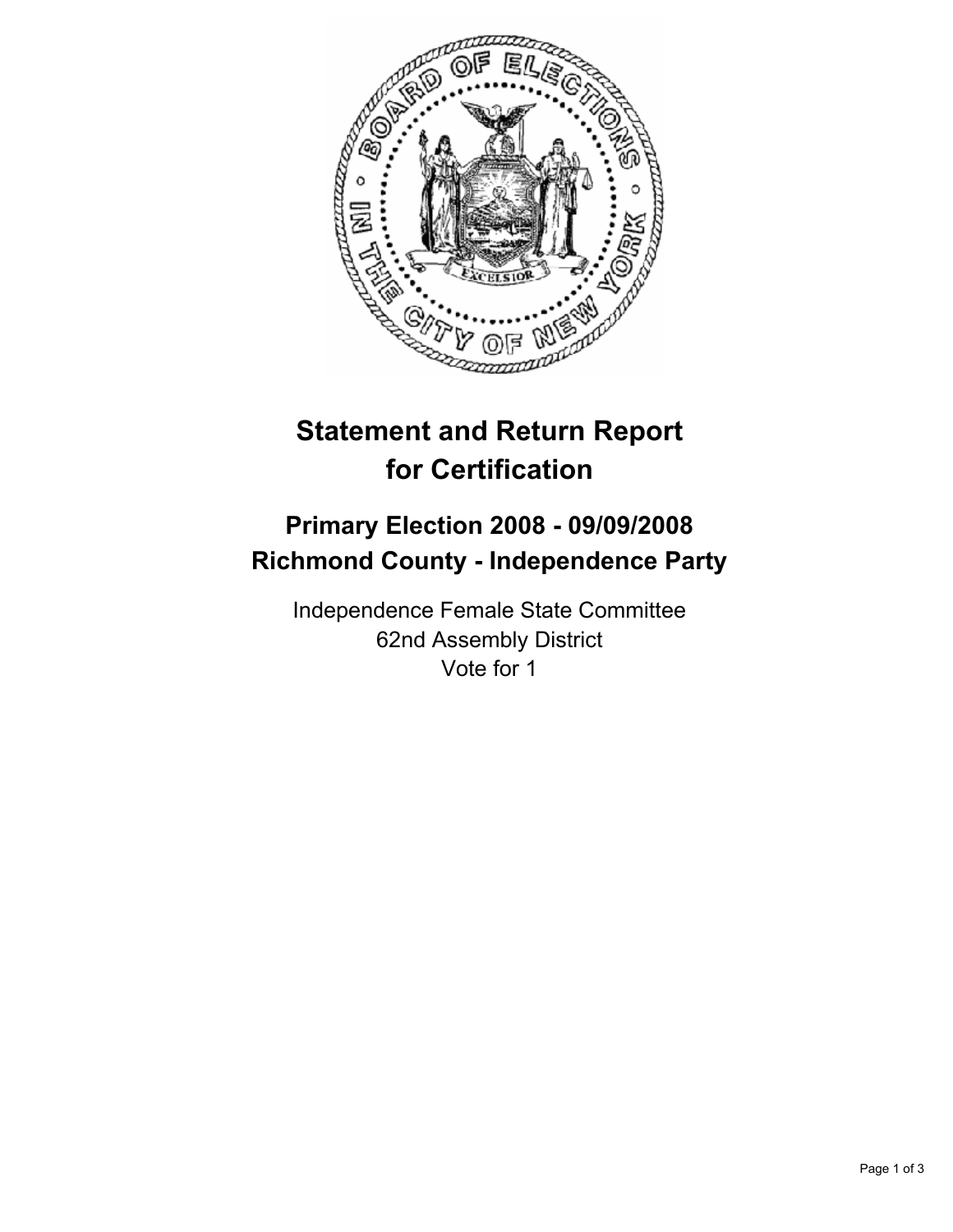# Statement and Return Report for Certification

## Primary Election 2008 - 09/09/2008
## Richmond County - Independence Party

Independence Female State Committee
62nd Assembly District
Vote for 1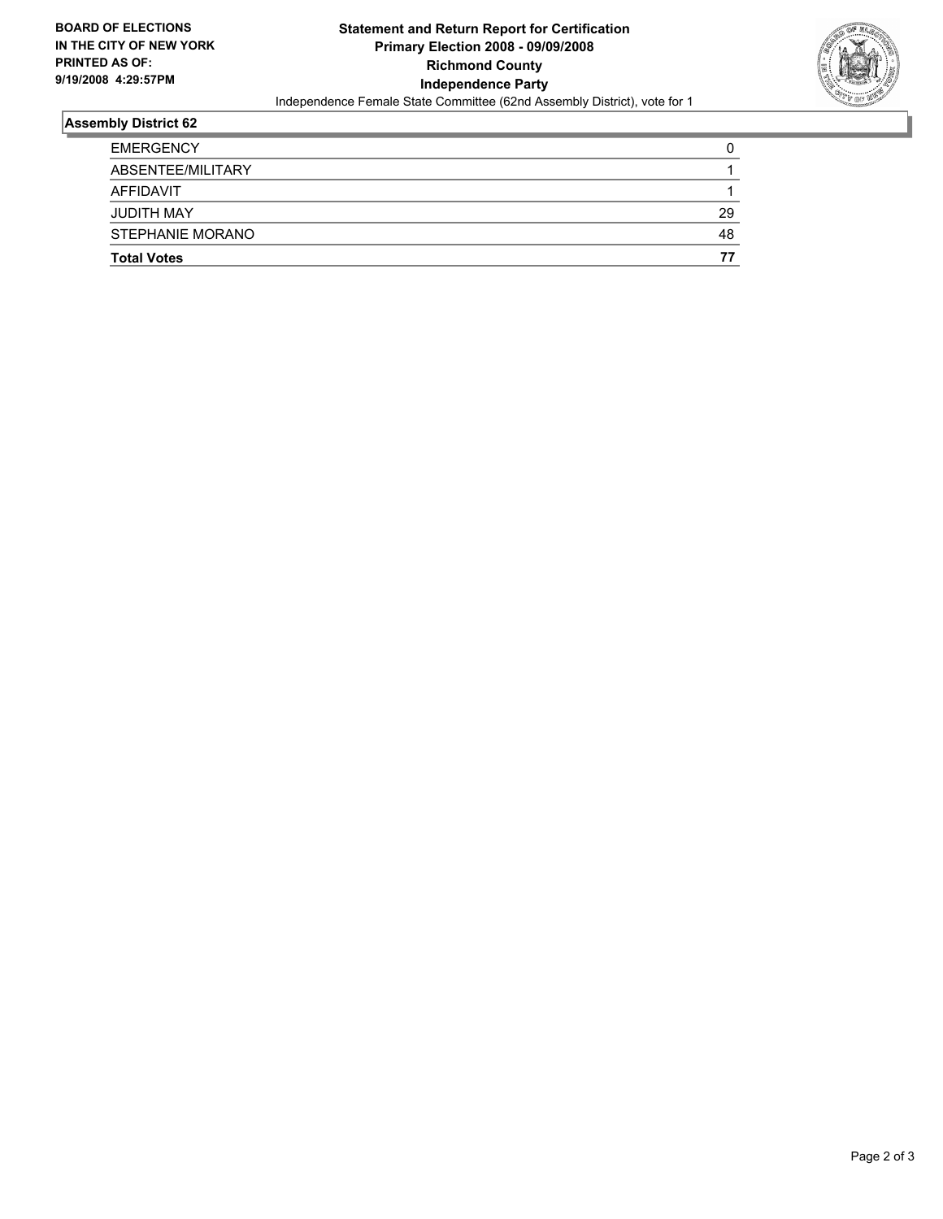**BOARD OF ELECTIONS IN THE CITY OF NEW YORK PRINTED AS OF: 9/19/2008 4:29:57PM**

**Statement and Return Report for Certification**
**Primary Election 2008 - 09/09/2008**
**Richmond County**
**Independence Party**
Independence Female State Committee (62nd Assembly District), vote for 1

## Assembly District 62

| | |
|---|---|
| EMERGENCY | 0 |
| ABSENTEE/MILITARY | 1 |
| AFFIDAVIT | 1 |
| JUDITH MAY | 29 |
| STEPHANIE MORANO | 48 |
| **Total Votes** | **77** |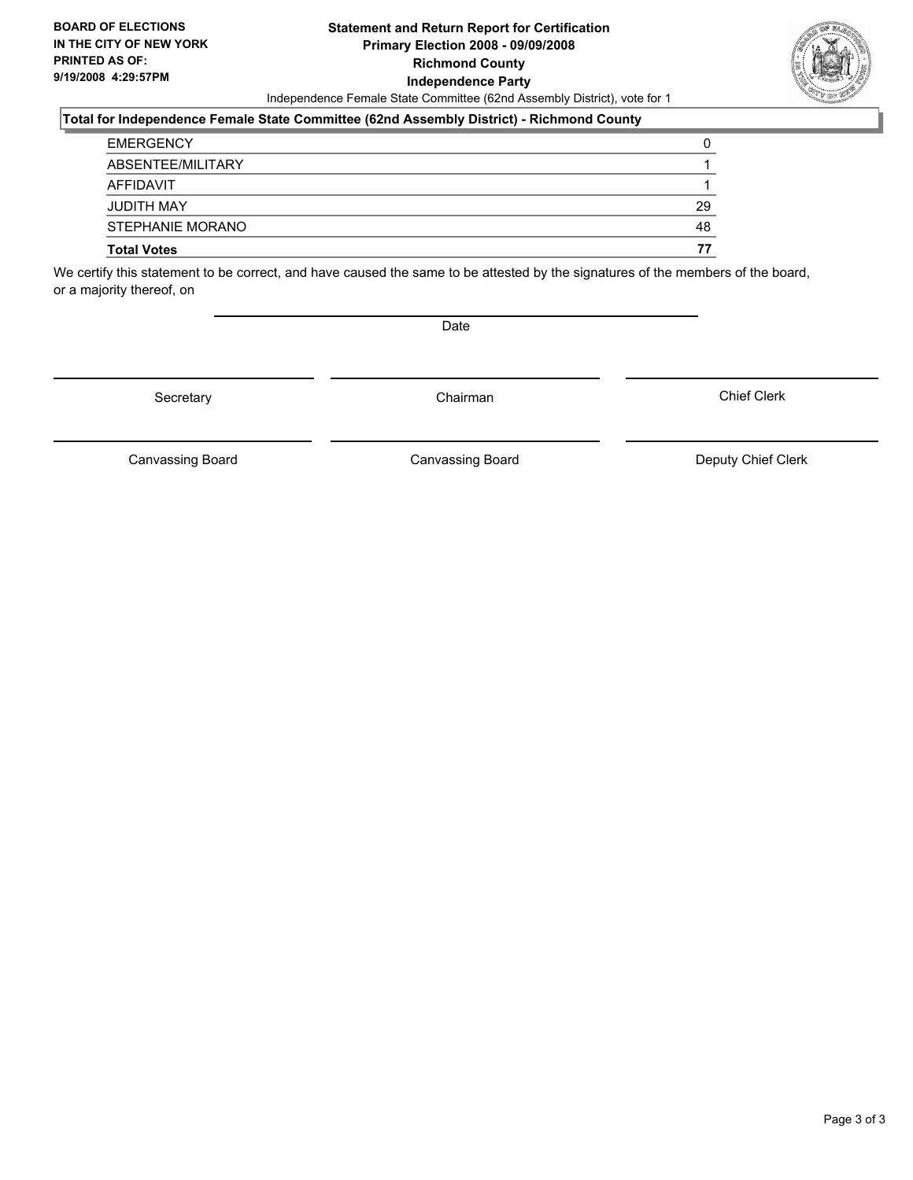**BOARD OF ELECTIONS IN THE CITY OF NEW YORK PRINTED AS OF: 9/19/2008 4:29:57PM**

**Statement and Return Report for Certification**
**Primary Election 2008 - 09/09/2008**
**Richmond County**
**Independence Party**

Independence Female State Committee (62nd Assembly District), vote for 1

**Total for Independence Female State Committee (62nd Assembly District) - Richmond County**

| | |
|---|---|
| EMERGENCY | 0 |
| ABSENTEE/MILITARY | 1 |
| AFFIDAVIT | 1 |
| JUDITH MAY | 29 |
| STEPHANIE MORANO | 48 |
| **Total Votes** | **77** |

We certify this statement to be correct, and have caused the same to be attested by the signatures of the members of the board, or a majority thereof, on

Date

Secretary

Chairman

Chief Clerk

Canvassing Board

Canvassing Board

Deputy Chief Clerk